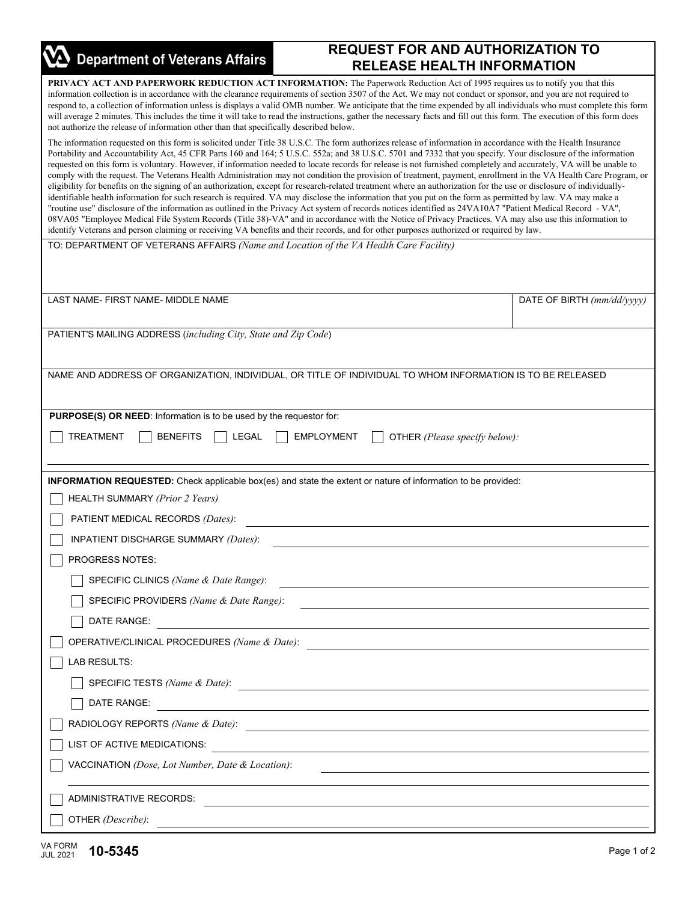**Department of Veterans Affairs**

# REQUEST FOR AND AUTHORIZATION TO RELEASE HEALTH INFORMATION

**PRIVACY ACT AND PAPERWORK REDUCTION ACT INFORMATION:** The Paperwork Reduction Act of 1995 requires us to notify you that this information collection is in accordance with the clearance requirements of section 3507 of the Act. We may not conduct or sponsor, and you are not required to respond to, a collection of information unless is displays a valid OMB number. We anticipate that the time expended by all individuals who must complete this form will average 2 minutes. This includes the time it will take to read the instructions, gather the necessary facts and fill out this form. The execution of this form does not authorize the release of information other than that specifically described below.

The information requested on this form is solicited under Title 38 U.S.C. The form authorizes release of information in accordance with the Health Insurance Portability and Accountability Act, 45 CFR Parts 160 and 164; 5 U.S.C. 552a; and 38 U.S.C. 5701 and 7332 that you specify. Your disclosure of the information requested on this form is voluntary. However, if information needed to locate records for release is not furnished completely and accurately, VA will be unable to comply with the request. The Veterans Health Administration may not condition the provision of treatment, payment, enrollment in the VA Health Care Program, or eligibility for benefits on the signing of an authorization, except for research-related treatment where an authorization for the use or disclosure of individually-identifiable health information for such research is required. VA may disclose the information that you put on the form as permitted by law. VA may make a "routine use" disclosure of the information as outlined in the Privacy Act system of records notices identified as 24VA10A7 "Patient Medical Record - VA", 08VA05 "Employee Medical File System Records (Title 38)-VA" and in accordance with the Notice of Privacy Practices. VA may also use this information to identify Veterans and person claiming or receiving VA benefits and their records, and for other purposes authorized or required by law.

TO: DEPARTMENT OF VETERANS AFFAIRS *(Name and Location of the VA Health Care Facility)*

| LAST NAME- FIRST NAME- MIDDLE NAME | DATE OF BIRTH *(mm/dd/yyyy)* |
| --- | --- |
| | |

PATIENT'S MAILING ADDRESS (*including City, State and Zip Code*)

NAME AND ADDRESS OF ORGANIZATION, INDIVIDUAL, OR TITLE OF INDIVIDUAL TO WHOM INFORMATION IS TO BE RELEASED

**PURPOSE(S) OR NEED**: Information is to be used by the requestor for:

☐ TREATMENT ☐ BENEFITS ☐ LEGAL ☐ EMPLOYMENT ☐ OTHER *(Please specify below):*

**INFORMATION REQUESTED:** Check applicable box(es) and state the extent or nature of information to be provided:

- ☐ HEALTH SUMMARY *(Prior 2 Years)*
- ☐ PATIENT MEDICAL RECORDS *(Dates)*:
- ☐ INPATIENT DISCHARGE SUMMARY *(Dates)*:
- ☐ PROGRESS NOTES:
  - ☐ SPECIFIC CLINICS *(Name & Date Range)*:
  - ☐ SPECIFIC PROVIDERS *(Name & Date Range)*:
  - ☐ DATE RANGE:
- ☐ OPERATIVE/CLINICAL PROCEDURES *(Name & Date)*:
- ☐ LAB RESULTS:
  - ☐ SPECIFIC TESTS *(Name & Date)*:
  - ☐ DATE RANGE:
- ☐ RADIOLOGY REPORTS *(Name & Date)*:
- ☐ LIST OF ACTIVE MEDICATIONS:
- ☐ VACCINATION *(Dose, Lot Number, Date & Location)*:
- ☐ ADMINISTRATIVE RECORDS:
- ☐ OTHER *(Describe)*:

VA FORM JUL 2021 **10-5345**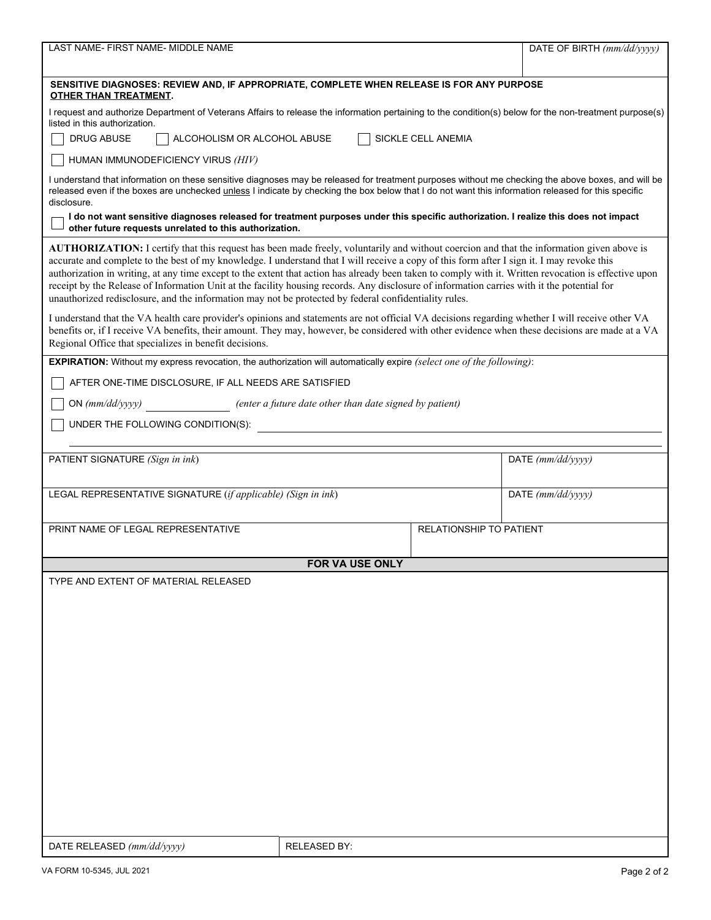| LAST NAME- FIRST NAME- MIDDLE NAME | DATE OF BIRTH *(mm/dd/yyyy)* |
| --- | --- |
| | |

**SENSITIVE DIAGNOSES: REVIEW AND, IF APPROPRIATE, COMPLETE WHEN RELEASE IS FOR ANY PURPOSE OTHER THAN TREATMENT.**

I request and authorize Department of Veterans Affairs to release the information pertaining to the condition(s) below for the non-treatment purpose(s) listed in this authorization.

☐ DRUG ABUSE ☐ ALCOHOLISM OR ALCOHOL ABUSE ☐ SICKLE CELL ANEMIA

☐ HUMAN IMMUNODEFICIENCY VIRUS *(HIV)*

I understand that information on these sensitive diagnoses may be released for treatment purposes without me checking the above boxes, and will be released even if the boxes are unchecked unless I indicate by checking the box below that I do not want this information released for this specific disclosure.

☐ **I do not want sensitive diagnoses released for treatment purposes under this specific authorization. I realize this does not impact other future requests unrelated to this authorization.**

**AUTHORIZATION:** I certify that this request has been made freely, voluntarily and without coercion and that the information given above is accurate and complete to the best of my knowledge. I understand that I will receive a copy of this form after I sign it. I may revoke this authorization in writing, at any time except to the extent that action has already been taken to comply with it. Written revocation is effective upon receipt by the Release of Information Unit at the facility housing records. Any disclosure of information carries with it the potential for unauthorized redisclosure, and the information may not be protected by federal confidentiality rules.

I understand that the VA health care provider's opinions and statements are not official VA decisions regarding whether I will receive other VA benefits or, if I receive VA benefits, their amount. They may, however, be considered with other evidence when these decisions are made at a VA Regional Office that specializes in benefit decisions.

**EXPIRATION:** Without my express revocation, the authorization will automatically expire *(select one of the following)*:

☐ AFTER ONE-TIME DISCLOSURE, IF ALL NEEDS ARE SATISFIED

☐ ON *(mm/dd/yyyy)* \_\_\_\_\_\_\_\_\_\_ *(enter a future date other than date signed by patient)*

☐ UNDER THE FOLLOWING CONDITION(S): \_\_\_\_\_\_\_\_\_\_

| PATIENT SIGNATURE *(Sign in ink)* | DATE *(mm/dd/yyyy)* |
| --- | --- |
| LEGAL REPRESENTATIVE SIGNATURE (*if applicable) (Sign in ink*) | DATE *(mm/dd/yyyy)* |
| PRINT NAME OF LEGAL REPRESENTATIVE | RELATIONSHIP TO PATIENT |

**FOR VA USE ONLY**

TYPE AND EXTENT OF MATERIAL RELEASED

| DATE RELEASED *(mm/dd/yyyy)* | RELEASED BY: |
| --- | --- |
| | |

VA FORM 10-5345, JUL 2021